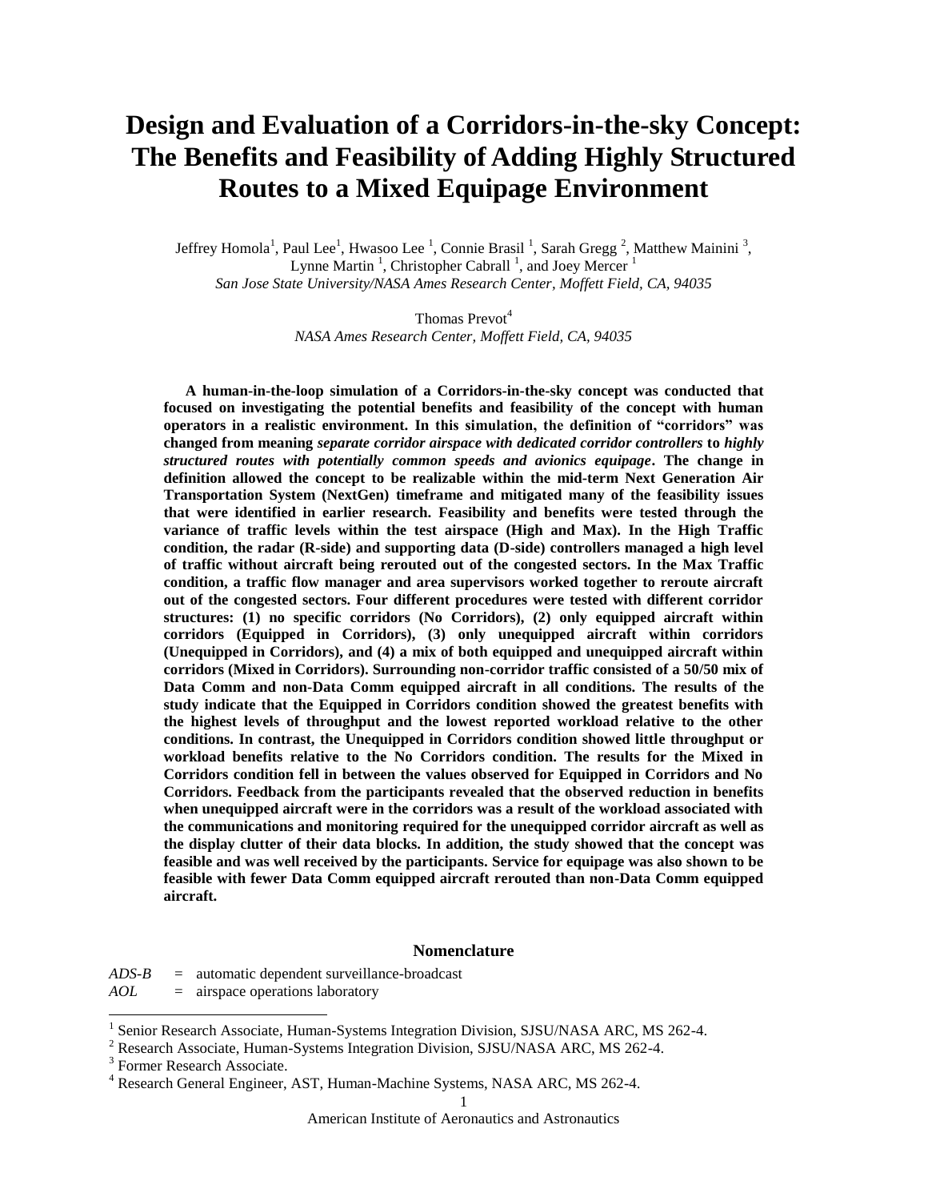# Design and Evaluation of a Corridors-in-the-sky Concept: The Benefits and Feasibility of Adding Highly Structured Routes to a Mixed Equipage Environment

Jeffrey Homola[1], Paul Lee[1], Hwasoo Lee [1], Connie Brasil [1], Sarah Gregg [2], Matthew Mainini [3], Lynne Martin [1], Christopher Cabrall [1], and Joey Mercer [1]

*San Jose State University/NASA Ames Research Center, Moffett Field, CA, 94035*

Thomas Prevot[4]

*NASA Ames Research Center, Moffett Field, CA, 94035*

**A human-in-the-loop simulation of a Corridors-in-the-sky concept was conducted that focused on investigating the potential benefits and feasibility of the concept with human operators in a realistic environment. In this simulation, the definition of "corridors" was changed from meaning *separate corridor airspace with dedicated corridor controllers* to *highly structured routes with potentially common speeds and avionics equipage*. The change in definition allowed the concept to be realizable within the mid-term Next Generation Air Transportation System (NextGen) timeframe and mitigated many of the feasibility issues that were identified in earlier research. Feasibility and benefits were tested through the variance of traffic levels within the test airspace (High and Max). In the High Traffic condition, the radar (R-side) and supporting data (D-side) controllers managed a high level of traffic without aircraft being rerouted out of the congested sectors. In the Max Traffic condition, a traffic flow manager and area supervisors worked together to reroute aircraft out of the congested sectors. Four different procedures were tested with different corridor structures: (1) no specific corridors (No Corridors), (2) only equipped aircraft within corridors (Equipped in Corridors), (3) only unequipped aircraft within corridors (Unequipped in Corridors), and (4) a mix of both equipped and unequipped aircraft within corridors (Mixed in Corridors). Surrounding non-corridor traffic consisted of a 50/50 mix of Data Comm and non-Data Comm equipped aircraft in all conditions. The results of the study indicate that the Equipped in Corridors condition showed the greatest benefits with the highest levels of throughput and the lowest reported workload relative to the other conditions. In contrast, the Unequipped in Corridors condition showed little throughput or workload benefits relative to the No Corridors condition. The results for the Mixed in Corridors condition fell in between the values observed for Equipped in Corridors and No Corridors. Feedback from the participants revealed that the observed reduction in benefits when unequipped aircraft were in the corridors was a result of the workload associated with the communications and monitoring required for the unequipped corridor aircraft as well as the display clutter of their data blocks. In addition, the study showed that the concept was feasible and was well received by the participants. Service for equipage was also shown to be feasible with fewer Data Comm equipped aircraft rerouted than non-Data Comm equipped aircraft.**

## Nomenclature

*ADS-B* = automatic dependent surveillance-broadcast
*AOL* = airspace operations laboratory

---

[1] Senior Research Associate, Human-Systems Integration Division, SJSU/NASA ARC, MS 262-4.
[2] Research Associate, Human-Systems Integration Division, SJSU/NASA ARC, MS 262-4.
[3] Former Research Associate.
[4] Research General Engineer, AST, Human-Machine Systems, NASA ARC, MS 262-4.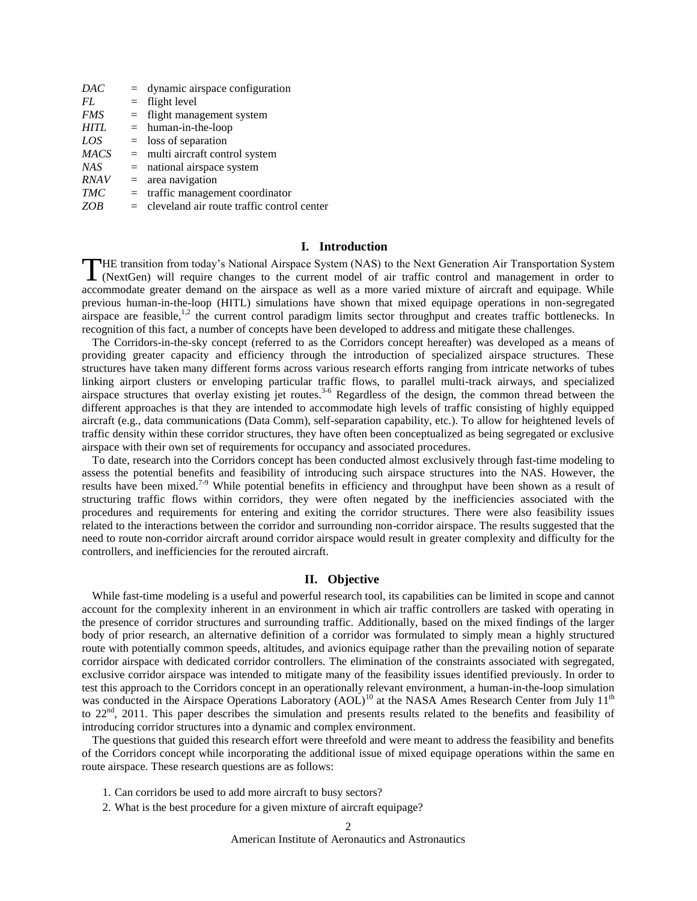| | | |
|---|---|---|
| *DAC* | = | dynamic airspace configuration |
| *FL* | = | flight level |
| *FMS* | = | flight management system |
| *HITL* | = | human-in-the-loop |
| *LOS* | = | loss of separation |
| *MACS* | = | multi aircraft control system |
| *NAS* | = | national airspace system |
| *RNAV* | = | area navigation |
| *TMC* | = | traffic management coordinator |
| *ZOB* | = | cleveland air route traffic control center |

## I. Introduction

THE transition from today's National Airspace System (NAS) to the Next Generation Air Transportation System (NextGen) will require changes to the current model of air traffic control and management in order to accommodate greater demand on the airspace as well as a more varied mixture of aircraft and equipage. While previous human-in-the-loop (HITL) simulations have shown that mixed equipage operations in non-segregated airspace are feasible,[1,2] the current control paradigm limits sector throughput and creates traffic bottlenecks. In recognition of this fact, a number of concepts have been developed to address and mitigate these challenges.

The Corridors-in-the-sky concept (referred to as the Corridors concept hereafter) was developed as a means of providing greater capacity and efficiency through the introduction of specialized airspace structures. These structures have taken many different forms across various research efforts ranging from intricate networks of tubes linking airport clusters or enveloping particular traffic flows, to parallel multi-track airways, and specialized airspace structures that overlay existing jet routes.[3-6] Regardless of the design, the common thread between the different approaches is that they are intended to accommodate high levels of traffic consisting of highly equipped aircraft (e.g., data communications (Data Comm), self-separation capability, etc.). To allow for heightened levels of traffic density within these corridor structures, they have often been conceptualized as being segregated or exclusive airspace with their own set of requirements for occupancy and associated procedures.

To date, research into the Corridors concept has been conducted almost exclusively through fast-time modeling to assess the potential benefits and feasibility of introducing such airspace structures into the NAS. However, the results have been mixed.[7-9] While potential benefits in efficiency and throughput have been shown as a result of structuring traffic flows within corridors, they were often negated by the inefficiencies associated with the procedures and requirements for entering and exiting the corridor structures. There were also feasibility issues related to the interactions between the corridor and surrounding non-corridor airspace. The results suggested that the need to route non-corridor aircraft around corridor airspace would result in greater complexity and difficulty for the controllers, and inefficiencies for the rerouted aircraft.

## II. Objective

While fast-time modeling is a useful and powerful research tool, its capabilities can be limited in scope and cannot account for the complexity inherent in an environment in which air traffic controllers are tasked with operating in the presence of corridor structures and surrounding traffic. Additionally, based on the mixed findings of the larger body of prior research, an alternative definition of a corridor was formulated to simply mean a highly structured route with potentially common speeds, altitudes, and avionics equipage rather than the prevailing notion of separate corridor airspace with dedicated corridor controllers. The elimination of the constraints associated with segregated, exclusive corridor airspace was intended to mitigate many of the feasibility issues identified previously. In order to test this approach to the Corridors concept in an operationally relevant environment, a human-in-the-loop simulation was conducted in the Airspace Operations Laboratory (AOL)[10] at the NASA Ames Research Center from July 11th to 22nd, 2011. This paper describes the simulation and presents results related to the benefits and feasibility of introducing corridor structures into a dynamic and complex environment.

The questions that guided this research effort were threefold and were meant to address the feasibility and benefits of the Corridors concept while incorporating the additional issue of mixed equipage operations within the same en route airspace. These research questions are as follows:

1. Can corridors be used to add more aircraft to busy sectors?
2. What is the best procedure for a given mixture of aircraft equipage?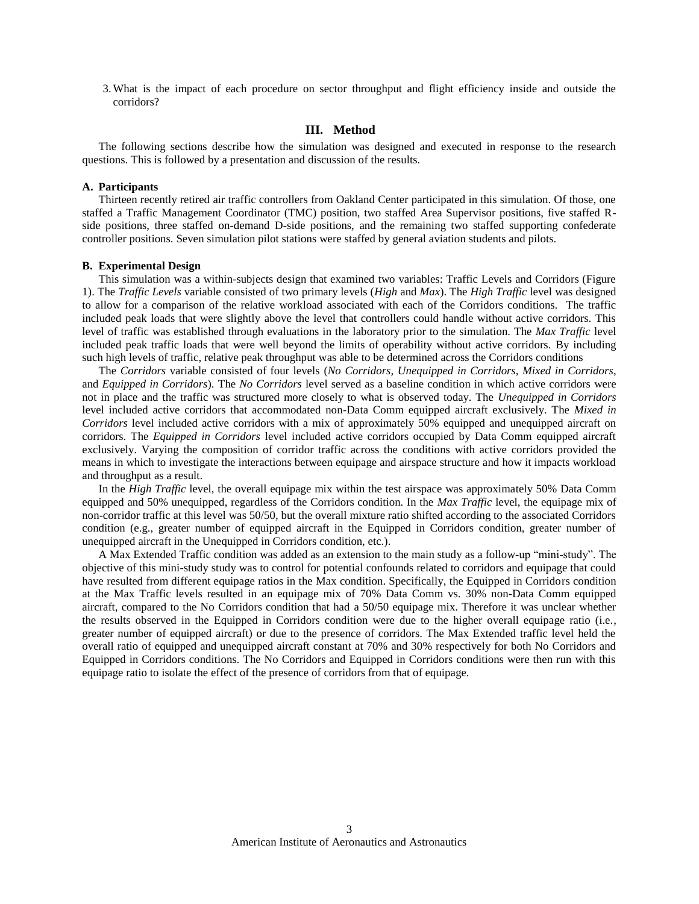3. What is the impact of each procedure on sector throughput and flight efficiency inside and outside the corridors?

## III. Method

The following sections describe how the simulation was designed and executed in response to the research questions. This is followed by a presentation and discussion of the results.

### A. Participants

Thirteen recently retired air traffic controllers from Oakland Center participated in this simulation. Of those, one staffed a Traffic Management Coordinator (TMC) position, two staffed Area Supervisor positions, five staffed R-side positions, three staffed on-demand D-side positions, and the remaining two staffed supporting confederate controller positions. Seven simulation pilot stations were staffed by general aviation students and pilots.

### B. Experimental Design

This simulation was a within-subjects design that examined two variables: Traffic Levels and Corridors (Figure 1). The *Traffic Levels* variable consisted of two primary levels (*High* and *Max*). The *High Traffic* level was designed to allow for a comparison of the relative workload associated with each of the Corridors conditions. The traffic included peak loads that were slightly above the level that controllers could handle without active corridors. This level of traffic was established through evaluations in the laboratory prior to the simulation. The *Max Traffic* level included peak traffic loads that were well beyond the limits of operability without active corridors. By including such high levels of traffic, relative peak throughput was able to be determined across the Corridors conditions

The *Corridors* variable consisted of four levels (*No Corridors, Unequipped in Corridors*, *Mixed in Corridors*, and *Equipped in Corridors*). The *No Corridors* level served as a baseline condition in which active corridors were not in place and the traffic was structured more closely to what is observed today. The *Unequipped in Corridors* level included active corridors that accommodated non-Data Comm equipped aircraft exclusively. The *Mixed in Corridors* level included active corridors with a mix of approximately 50% equipped and unequipped aircraft on corridors. The *Equipped in Corridors* level included active corridors occupied by Data Comm equipped aircraft exclusively. Varying the composition of corridor traffic across the conditions with active corridors provided the means in which to investigate the interactions between equipage and airspace structure and how it impacts workload and throughput as a result.

In the *High Traffic* level, the overall equipage mix within the test airspace was approximately 50% Data Comm equipped and 50% unequipped, regardless of the Corridors condition. In the *Max Traffic* level, the equipage mix of non-corridor traffic at this level was 50/50, but the overall mixture ratio shifted according to the associated Corridors condition (e.g., greater number of equipped aircraft in the Equipped in Corridors condition, greater number of unequipped aircraft in the Unequipped in Corridors condition, etc.).

A Max Extended Traffic condition was added as an extension to the main study as a follow-up "mini-study". The objective of this mini-study study was to control for potential confounds related to corridors and equipage that could have resulted from different equipage ratios in the Max condition. Specifically, the Equipped in Corridors condition at the Max Traffic levels resulted in an equipage mix of 70% Data Comm vs. 30% non-Data Comm equipped aircraft, compared to the No Corridors condition that had a 50/50 equipage mix. Therefore it was unclear whether the results observed in the Equipped in Corridors condition were due to the higher overall equipage ratio (i.e., greater number of equipped aircraft) or due to the presence of corridors. The Max Extended traffic level held the overall ratio of equipped and unequipped aircraft constant at 70% and 30% respectively for both No Corridors and Equipped in Corridors conditions. The No Corridors and Equipped in Corridors conditions were then run with this equipage ratio to isolate the effect of the presence of corridors from that of equipage.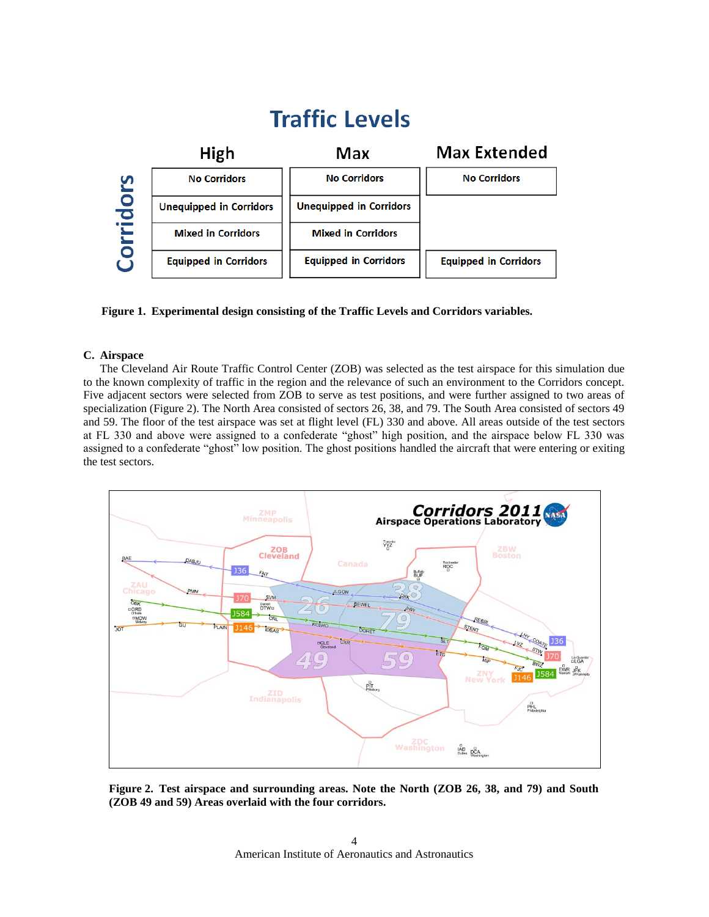**Traffic Levels**

| Corridors | High | Max | Max Extended |
|---|---|---|---|
| | No Corridors | No Corridors | No Corridors |
| | Unequipped in Corridors | Unequipped in Corridors | |
| | Mixed in Corridors | Mixed in Corridors | |
| | Equipped in Corridors | Equipped in Corridors | Equipped in Corridors |

**Figure 1. Experimental design consisting of the Traffic Levels and Corridors variables.**

### C. Airspace

The Cleveland Air Route Traffic Control Center (ZOB) was selected as the test airspace for this simulation due to the known complexity of traffic in the region and the relevance of such an environment to the Corridors concept. Five adjacent sectors were selected from ZOB to serve as test positions, and were further assigned to two areas of specialization (Figure 2). The North Area consisted of sectors 26, 38, and 79. The South Area consisted of sectors 49 and 59. The floor of the test airspace was set at flight level (FL) 330 and above. All areas outside of the test sectors at FL 330 and above were assigned to a confederate "ghost" high position, and the airspace below FL 330 was assigned to a confederate "ghost" low position. The ghost positions handled the aircraft that were entering or exiting the test sectors.

**Figure 2. Test airspace and surrounding areas. Note the North (ZOB 26, 38, and 79) and South (ZOB 49 and 59) Areas overlaid with the four corridors.**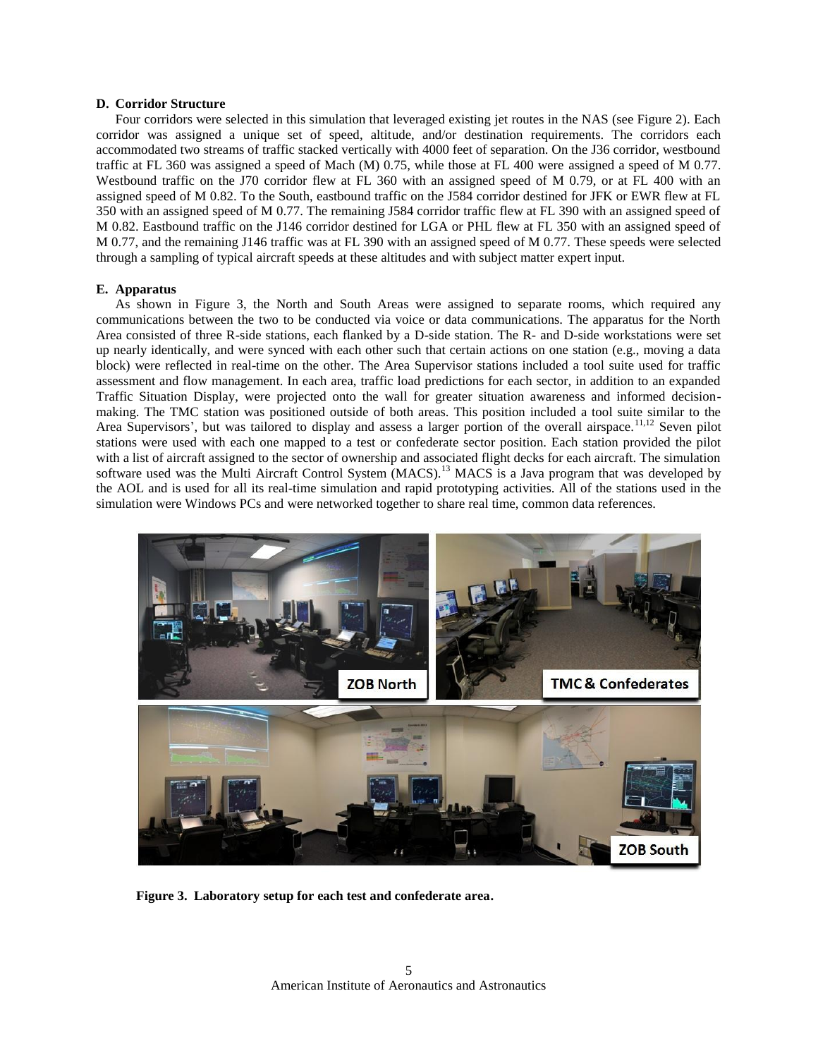### D. Corridor Structure

Four corridors were selected in this simulation that leveraged existing jet routes in the NAS (see Figure 2). Each corridor was assigned a unique set of speed, altitude, and/or destination requirements. The corridors each accommodated two streams of traffic stacked vertically with 4000 feet of separation. On the J36 corridor, westbound traffic at FL 360 was assigned a speed of Mach (M) 0.75, while those at FL 400 were assigned a speed of M 0.77. Westbound traffic on the J70 corridor flew at FL 360 with an assigned speed of M 0.79, or at FL 400 with an assigned speed of M 0.82. To the South, eastbound traffic on the J584 corridor destined for JFK or EWR flew at FL 350 with an assigned speed of M 0.77. The remaining J584 corridor traffic flew at FL 390 with an assigned speed of M 0.82. Eastbound traffic on the J146 corridor destined for LGA or PHL flew at FL 350 with an assigned speed of M 0.77, and the remaining J146 traffic was at FL 390 with an assigned speed of M 0.77. These speeds were selected through a sampling of typical aircraft speeds at these altitudes and with subject matter expert input.

### E. Apparatus

As shown in Figure 3, the North and South Areas were assigned to separate rooms, which required any communications between the two to be conducted via voice or data communications. The apparatus for the North Area consisted of three R-side stations, each flanked by a D-side station. The R- and D-side workstations were set up nearly identically, and were synced with each other such that certain actions on one station (e.g., moving a data block) were reflected in real-time on the other. The Area Supervisor stations included a tool suite used for traffic assessment and flow management. In each area, traffic load predictions for each sector, in addition to an expanded Traffic Situation Display, were projected onto the wall for greater situation awareness and informed decision-making. The TMC station was positioned outside of both areas. This position included a tool suite similar to the Area Supervisors', but was tailored to display and assess a larger portion of the overall airspace.[11,12] Seven pilot stations were used with each one mapped to a test or confederate sector position. Each station provided the pilot with a list of aircraft assigned to the sector of ownership and associated flight decks for each aircraft. The simulation software used was the Multi Aircraft Control System (MACS).[13] MACS is a Java program that was developed by the AOL and is used for all its real-time simulation and rapid prototyping activities. All of the stations used in the simulation were Windows PCs and were networked together to share real time, common data references.

**Figure 3. Laboratory setup for each test and confederate area.**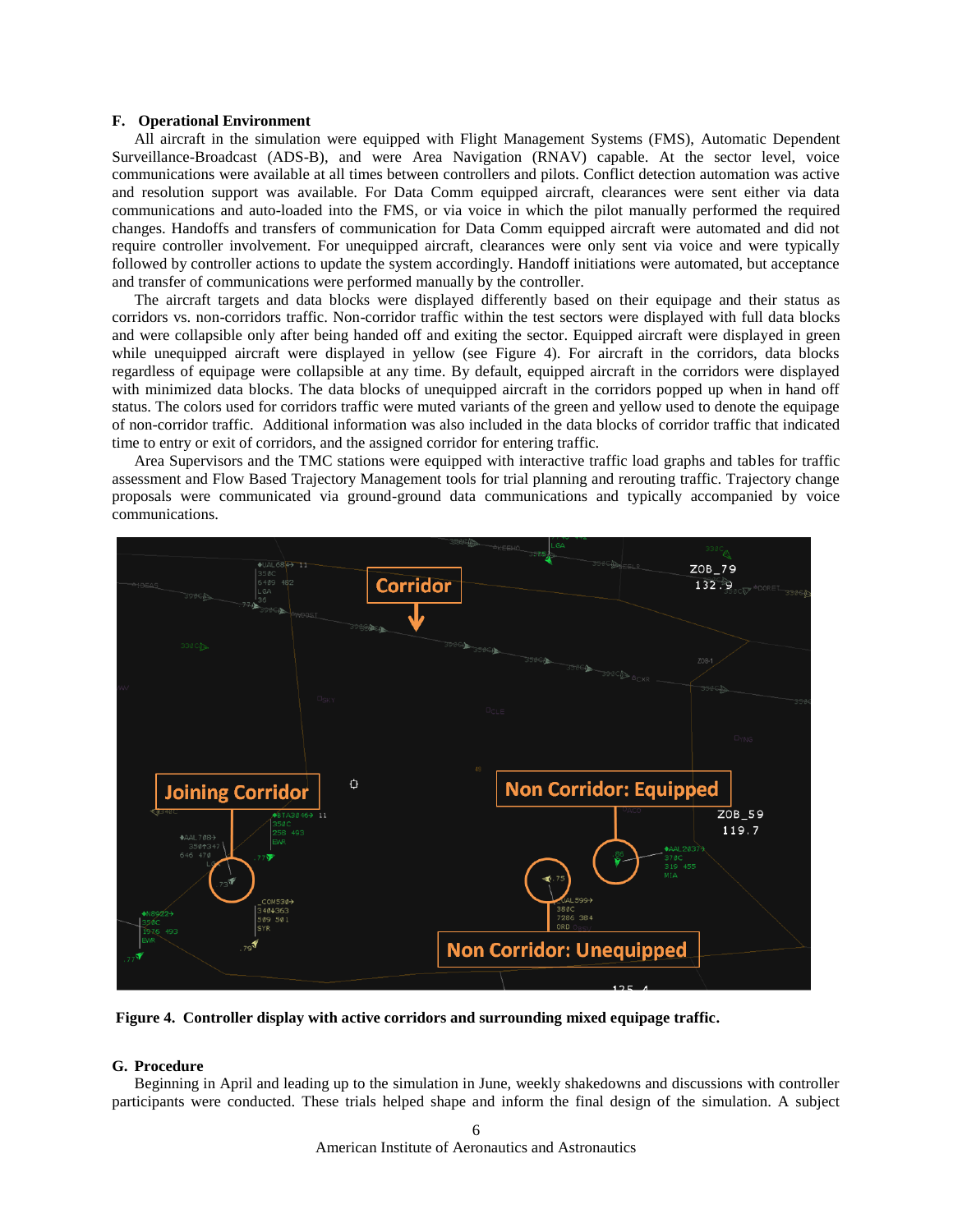## F. Operational Environment

All aircraft in the simulation were equipped with Flight Management Systems (FMS), Automatic Dependent Surveillance-Broadcast (ADS-B), and were Area Navigation (RNAV) capable. At the sector level, voice communications were available at all times between controllers and pilots. Conflict detection automation was active and resolution support was available. For Data Comm equipped aircraft, clearances were sent either via data communications and auto-loaded into the FMS, or via voice in which the pilot manually performed the required changes. Handoffs and transfers of communication for Data Comm equipped aircraft were automated and did not require controller involvement. For unequipped aircraft, clearances were only sent via voice and were typically followed by controller actions to update the system accordingly. Handoff initiations were automated, but acceptance and transfer of communications were performed manually by the controller.

The aircraft targets and data blocks were displayed differently based on their equipage and their status as corridors vs. non-corridors traffic. Non-corridor traffic within the test sectors were displayed with full data blocks and were collapsible only after being handed off and exiting the sector. Equipped aircraft were displayed in green while unequipped aircraft were displayed in yellow (see Figure 4). For aircraft in the corridors, data blocks regardless of equipage were collapsible at any time. By default, equipped aircraft in the corridors were displayed with minimized data blocks. The data blocks of unequipped aircraft in the corridors popped up when in hand off status. The colors used for corridors traffic were muted variants of the green and yellow used to denote the equipage of non-corridor traffic. Additional information was also included in the data blocks of corridor traffic that indicated time to entry or exit of corridors, and the assigned corridor for entering traffic.

Area Supervisors and the TMC stations were equipped with interactive traffic load graphs and tables for traffic assessment and Flow Based Trajectory Management tools for trial planning and rerouting traffic. Trajectory change proposals were communicated via ground-ground data communications and typically accompanied by voice communications.

**Figure 4. Controller display with active corridors and surrounding mixed equipage traffic.**

## G. Procedure

Beginning in April and leading up to the simulation in June, weekly shakedowns and discussions with controller participants were conducted. These trials helped shape and inform the final design of the simulation. A subject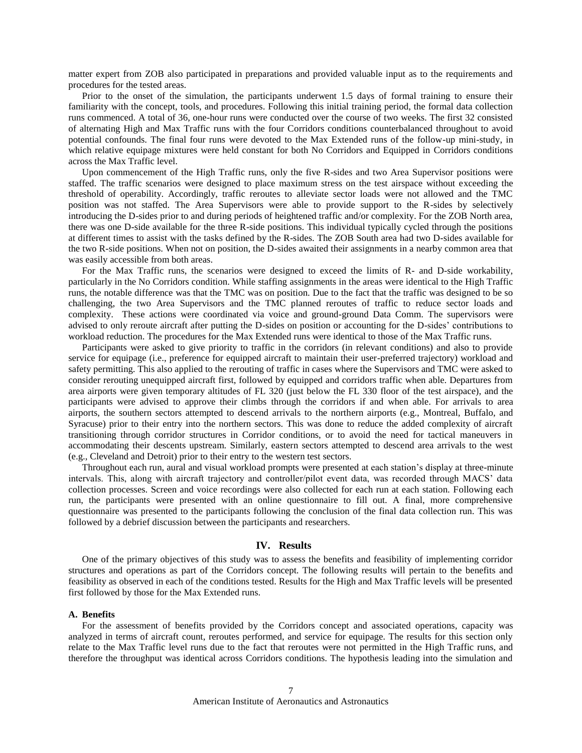matter expert from ZOB also participated in preparations and provided valuable input as to the requirements and procedures for the tested areas.

Prior to the onset of the simulation, the participants underwent 1.5 days of formal training to ensure their familiarity with the concept, tools, and procedures. Following this initial training period, the formal data collection runs commenced. A total of 36, one-hour runs were conducted over the course of two weeks. The first 32 consisted of alternating High and Max Traffic runs with the four Corridors conditions counterbalanced throughout to avoid potential confounds. The final four runs were devoted to the Max Extended runs of the follow-up mini-study, in which relative equipage mixtures were held constant for both No Corridors and Equipped in Corridors conditions across the Max Traffic level.

Upon commencement of the High Traffic runs, only the five R-sides and two Area Supervisor positions were staffed. The traffic scenarios were designed to place maximum stress on the test airspace without exceeding the threshold of operability. Accordingly, traffic reroutes to alleviate sector loads were not allowed and the TMC position was not staffed. The Area Supervisors were able to provide support to the R-sides by selectively introducing the D-sides prior to and during periods of heightened traffic and/or complexity. For the ZOB North area, there was one D-side available for the three R-side positions. This individual typically cycled through the positions at different times to assist with the tasks defined by the R-sides. The ZOB South area had two D-sides available for the two R-side positions. When not on position, the D-sides awaited their assignments in a nearby common area that was easily accessible from both areas.

For the Max Traffic runs, the scenarios were designed to exceed the limits of R- and D-side workability, particularly in the No Corridors condition. While staffing assignments in the areas were identical to the High Traffic runs, the notable difference was that the TMC was on position. Due to the fact that the traffic was designed to be so challenging, the two Area Supervisors and the TMC planned reroutes of traffic to reduce sector loads and complexity. These actions were coordinated via voice and ground-ground Data Comm. The supervisors were advised to only reroute aircraft after putting the D-sides on position or accounting for the D-sides' contributions to workload reduction. The procedures for the Max Extended runs were identical to those of the Max Traffic runs.

Participants were asked to give priority to traffic in the corridors (in relevant conditions) and also to provide service for equipage (i.e., preference for equipped aircraft to maintain their user-preferred trajectory) workload and safety permitting. This also applied to the rerouting of traffic in cases where the Supervisors and TMC were asked to consider rerouting unequipped aircraft first, followed by equipped and corridors traffic when able. Departures from area airports were given temporary altitudes of FL 320 (just below the FL 330 floor of the test airspace), and the participants were advised to approve their climbs through the corridors if and when able. For arrivals to area airports, the southern sectors attempted to descend arrivals to the northern airports (e.g., Montreal, Buffalo, and Syracuse) prior to their entry into the northern sectors. This was done to reduce the added complexity of aircraft transitioning through corridor structures in Corridor conditions, or to avoid the need for tactical maneuvers in accommodating their descents upstream. Similarly, eastern sectors attempted to descend area arrivals to the west (e.g., Cleveland and Detroit) prior to their entry to the western test sectors.

Throughout each run, aural and visual workload prompts were presented at each station's display at three-minute intervals. This, along with aircraft trajectory and controller/pilot event data, was recorded through MACS' data collection processes. Screen and voice recordings were also collected for each run at each station. Following each run, the participants were presented with an online questionnaire to fill out. A final, more comprehensive questionnaire was presented to the participants following the conclusion of the final data collection run. This was followed by a debrief discussion between the participants and researchers.

## IV. Results

One of the primary objectives of this study was to assess the benefits and feasibility of implementing corridor structures and operations as part of the Corridors concept. The following results will pertain to the benefits and feasibility as observed in each of the conditions tested. Results for the High and Max Traffic levels will be presented first followed by those for the Max Extended runs.

### A. Benefits

For the assessment of benefits provided by the Corridors concept and associated operations, capacity was analyzed in terms of aircraft count, reroutes performed, and service for equipage. The results for this section only relate to the Max Traffic level runs due to the fact that reroutes were not permitted in the High Traffic runs, and therefore the throughput was identical across Corridors conditions. The hypothesis leading into the simulation and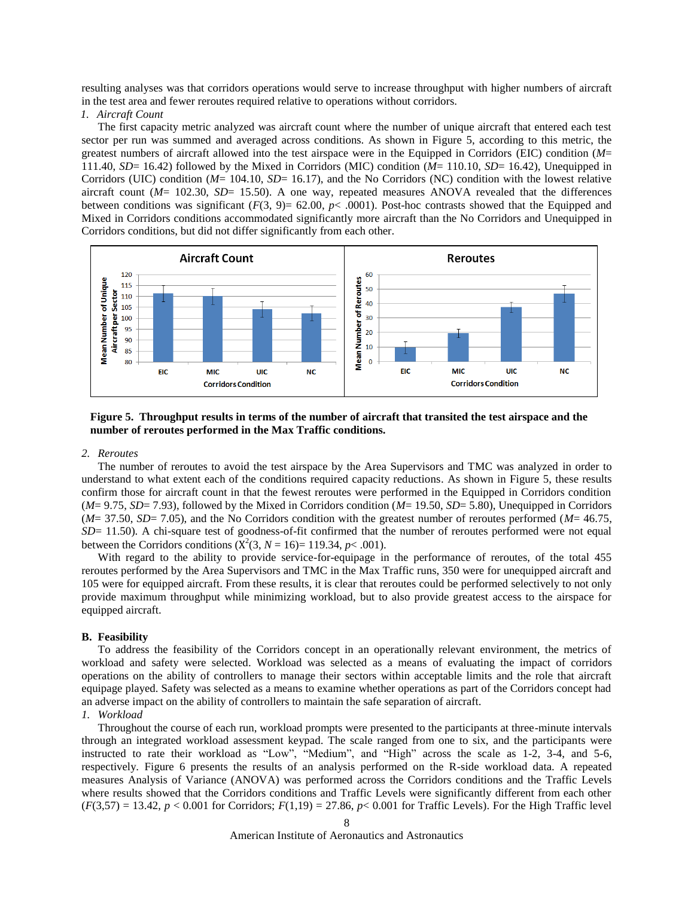resulting analyses was that corridors operations would serve to increase throughput with higher numbers of aircraft in the test area and fewer reroutes required relative to operations without corridors.

*1. Aircraft Count*

The first capacity metric analyzed was aircraft count where the number of unique aircraft that entered each test sector per run was summed and averaged across conditions. As shown in Figure 5, according to this metric, the greatest numbers of aircraft allowed into the test airspace were in the Equipped in Corridors (EIC) condition (*M*= 111.40, *SD*= 16.42) followed by the Mixed in Corridors (MIC) condition (*M*= 110.10, *SD*= 16.42), Unequipped in Corridors (UIC) condition (*M*= 104.10, *SD*= 16.17), and the No Corridors (NC) condition with the lowest relative aircraft count (*M*= 102.30, *SD*= 15.50). A one way, repeated measures ANOVA revealed that the differences between conditions was significant ($F(3, 9) = 62.00$, $p < .0001$). Post-hoc contrasts showed that the Equipped and Mixed in Corridors conditions accommodated significantly more aircraft than the No Corridors and Unequipped in Corridors conditions, but did not differ significantly from each other.

**Figure 5. Throughput results in terms of the number of aircraft that transited the test airspace and the number of reroutes performed in the Max Traffic conditions.**

*2. Reroutes*

The number of reroutes to avoid the test airspace by the Area Supervisors and TMC was analyzed in order to understand to what extent each of the conditions required capacity reductions. As shown in Figure 5, these results confirm those for aircraft count in that the fewest reroutes were performed in the Equipped in Corridors condition (*M*= 9.75, *SD*= 7.93), followed by the Mixed in Corridors condition (*M*= 19.50, *SD*= 5.80), Unequipped in Corridors (*M*= 37.50, *SD*= 7.05), and the No Corridors condition with the greatest number of reroutes performed (*M*= 46.75, *SD*= 11.50). A chi-square test of goodness-of-fit confirmed that the number of reroutes performed were not equal between the Corridors conditions ($X^2(3, N = 16) = 119.34$, $p < .001$).

With regard to the ability to provide service-for-equipage in the performance of reroutes, of the total 455 reroutes performed by the Area Supervisors and TMC in the Max Traffic runs, 350 were for unequipped aircraft and 105 were for equipped aircraft. From these results, it is clear that reroutes could be performed selectively to not only provide maximum throughput while minimizing workload, but to also provide greatest access to the airspace for equipped aircraft.

## B. Feasibility

To address the feasibility of the Corridors concept in an operationally relevant environment, the metrics of workload and safety were selected. Workload was selected as a means of evaluating the impact of corridors operations on the ability of controllers to manage their sectors within acceptable limits and the role that aircraft equipage played. Safety was selected as a means to examine whether operations as part of the Corridors concept had an adverse impact on the ability of controllers to maintain the safe separation of aircraft.

*1. Workload*

Throughout the course of each run, workload prompts were presented to the participants at three-minute intervals through an integrated workload assessment keypad. The scale ranged from one to six, and the participants were instructed to rate their workload as "Low", "Medium", and "High" across the scale as 1-2, 3-4, and 5-6, respectively. Figure 6 presents the results of an analysis performed on the R-side workload data. A repeated measures Analysis of Variance (ANOVA) was performed across the Corridors conditions and the Traffic Levels where results showed that the Corridors conditions and Traffic Levels were significantly different from each other ($F(3,57) = 13.42$, $p < 0.001$ for Corridors; $F(1,19) = 27.86$, $p < 0.001$ for Traffic Levels). For the High Traffic level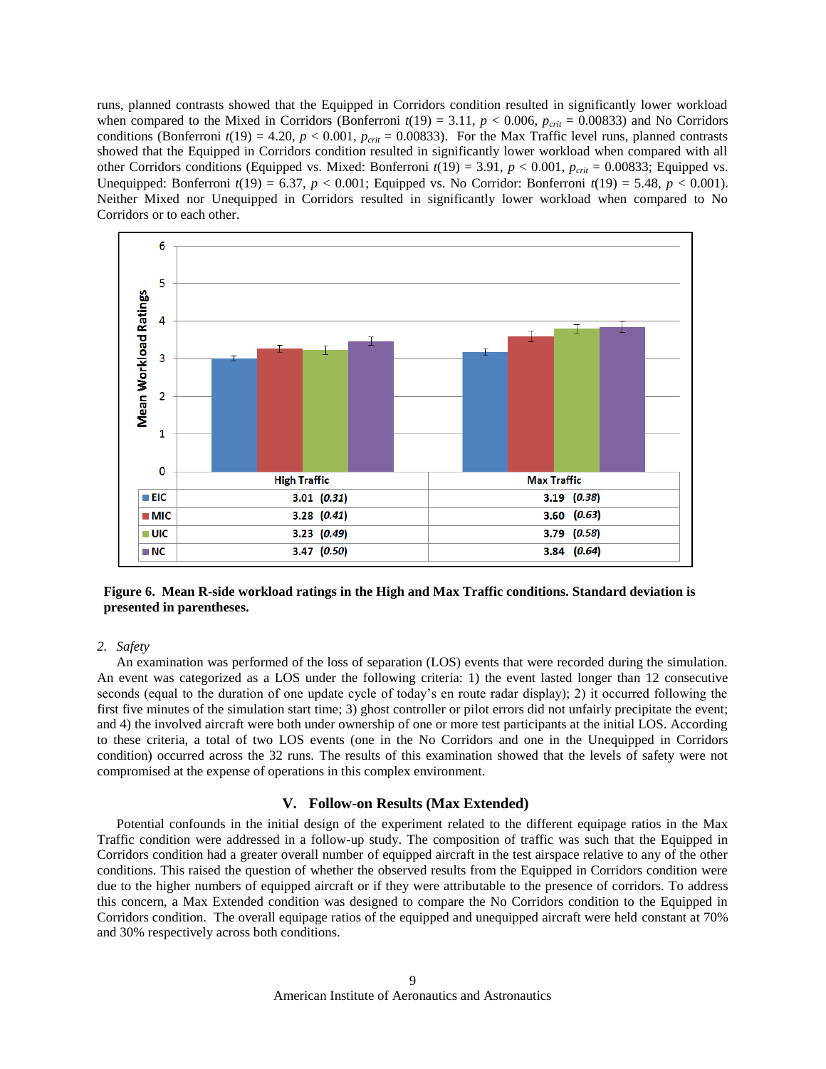runs, planned contrasts showed that the Equipped in Corridors condition resulted in significantly lower workload when compared to the Mixed in Corridors (Bonferroni $t(19) = 3.11$, $p < 0.006$, $p_{crit} = 0.00833$) and No Corridors conditions (Bonferroni $t(19) = 4.20$, $p < 0.001$, $p_{crit} = 0.00833$). For the Max Traffic level runs, planned contrasts showed that the Equipped in Corridors condition resulted in significantly lower workload when compared with all other Corridors conditions (Equipped vs. Mixed: Bonferroni $t(19) = 3.91$, $p < 0.001$, $p_{crit} = 0.00833$; Equipped vs. Unequipped: Bonferroni $t(19) = 6.37$, $p < 0.001$; Equipped vs. No Corridor: Bonferroni $t(19) = 5.48$, $p < 0.001$). Neither Mixed nor Unequipped in Corridors resulted in significantly lower workload when compared to No Corridors or to each other.

| | High Traffic | Max Traffic |
|---|---|---|
| EIC | 3.01 (*0.31*) | 3.19 (*0.38*) |
| MIC | 3.28 (*0.41*) | 3.60 (*0.63*) |
| UIC | 3.23 (*0.49*) | 3.79 (*0.58*) |
| NC | 3.47 (*0.50*) | 3.84 (*0.64*) |

**Figure 6. Mean R-side workload ratings in the High and Max Traffic conditions. Standard deviation is presented in parentheses.**

### 2. *Safety*

An examination was performed of the loss of separation (LOS) events that were recorded during the simulation. An event was categorized as a LOS under the following criteria: 1) the event lasted longer than 12 consecutive seconds (equal to the duration of one update cycle of today's en route radar display); 2) it occurred following the first five minutes of the simulation start time; 3) ghost controller or pilot errors did not unfairly precipitate the event; and 4) the involved aircraft were both under ownership of one or more test participants at the initial LOS. According to these criteria, a total of two LOS events (one in the No Corridors and one in the Unequipped in Corridors condition) occurred across the 32 runs. The results of this examination showed that the levels of safety were not compromised at the expense of operations in this complex environment.

## V. Follow-on Results (Max Extended)

Potential confounds in the initial design of the experiment related to the different equipage ratios in the Max Traffic condition were addressed in a follow-up study. The composition of traffic was such that the Equipped in Corridors condition had a greater overall number of equipped aircraft in the test airspace relative to any of the other conditions. This raised the question of whether the observed results from the Equipped in Corridors condition were due to the higher numbers of equipped aircraft or if they were attributable to the presence of corridors. To address this concern, a Max Extended condition was designed to compare the No Corridors condition to the Equipped in Corridors condition. The overall equipage ratios of the equipped and unequipped aircraft were held constant at 70% and 30% respectively across both conditions.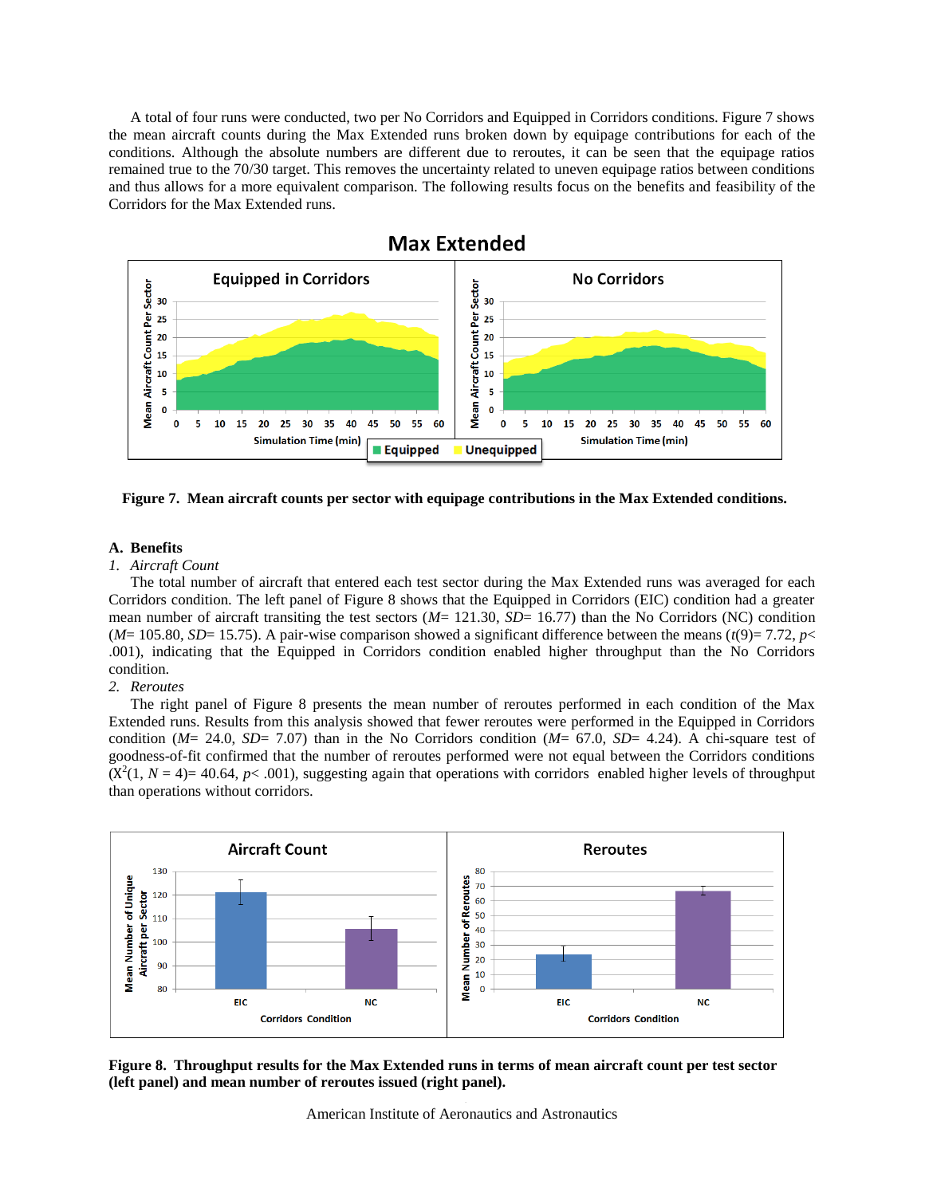A total of four runs were conducted, two per No Corridors and Equipped in Corridors conditions. Figure 7 shows the mean aircraft counts during the Max Extended runs broken down by equipage contributions for each of the conditions. Although the absolute numbers are different due to reroutes, it can be seen that the equipage ratios remained true to the 70/30 target. This removes the uncertainty related to uneven equipage ratios between conditions and thus allows for a more equivalent comparison. The following results focus on the benefits and feasibility of the Corridors for the Max Extended runs.

**Figure 7. Mean aircraft counts per sector with equipage contributions in the Max Extended conditions.**

## A. Benefits

### *1. Aircraft Count*

The total number of aircraft that entered each test sector during the Max Extended runs was averaged for each Corridors condition. The left panel of Figure 8 shows that the Equipped in Corridors (EIC) condition had a greater mean number of aircraft transiting the test sectors ($M$= 121.30, $SD$= 16.77) than the No Corridors (NC) condition ($M$= 105.80, $SD$= 15.75). A pair-wise comparison showed a significant difference between the means ($t(9)$= 7.72, $p$< .001), indicating that the Equipped in Corridors condition enabled higher throughput than the No Corridors condition.

### *2. Reroutes*

The right panel of Figure 8 presents the mean number of reroutes performed in each condition of the Max Extended runs. Results from this analysis showed that fewer reroutes were performed in the Equipped in Corridors condition ($M$= 24.0, $SD$= 7.07) than in the No Corridors condition ($M$= 67.0, $SD$= 4.24). A chi-square test of goodness-of-fit confirmed that the number of reroutes performed were not equal between the Corridors conditions ($X^2(1, N = 4)$= 40.64, $p$< .001), suggesting again that operations with corridors enabled higher levels of throughput than operations without corridors.

**Figure 8. Throughput results for the Max Extended runs in terms of mean aircraft count per test sector (left panel) and mean number of reroutes issued (right panel).**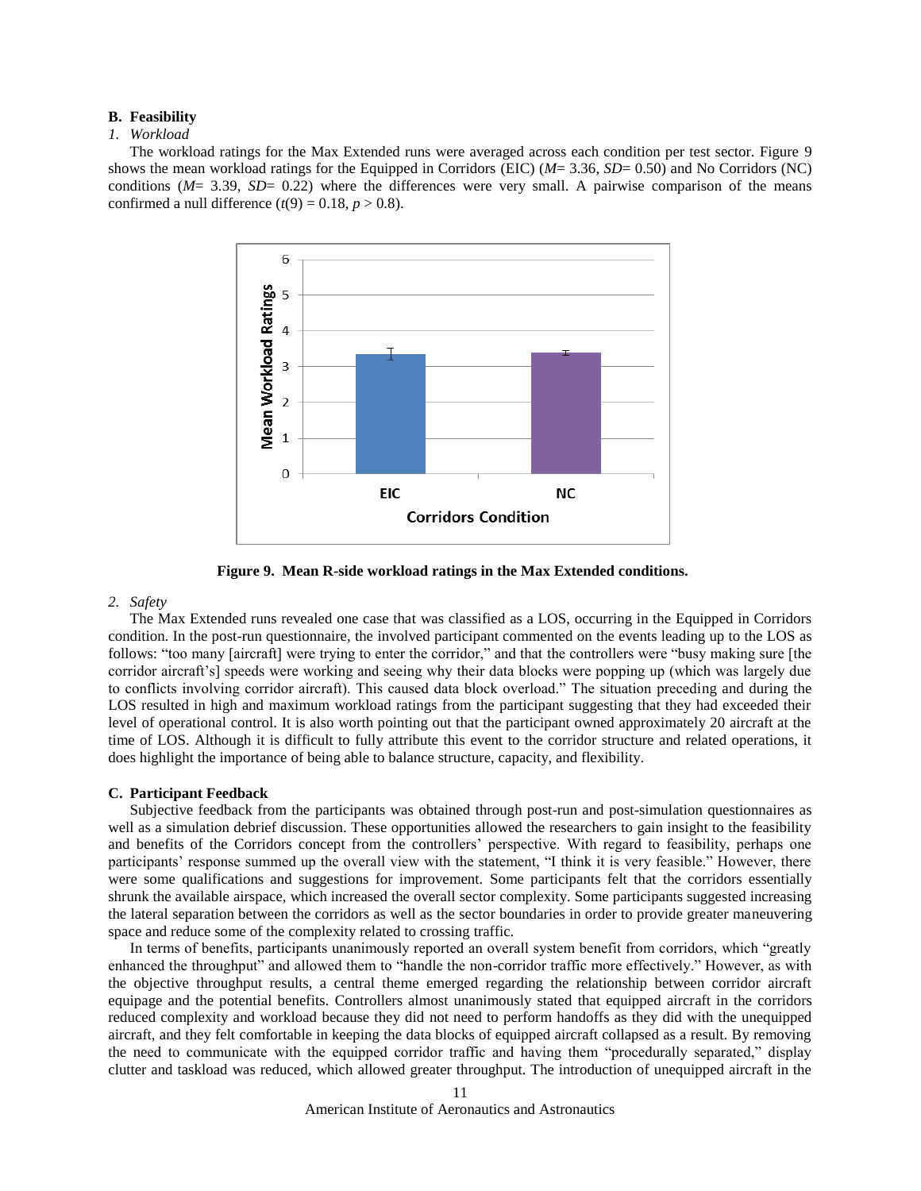### B. Feasibility

*1. Workload*

The workload ratings for the Max Extended runs were averaged across each condition per test sector. Figure 9 shows the mean workload ratings for the Equipped in Corridors (EIC) ($M$= 3.36, $SD$= 0.50) and No Corridors (NC) conditions ($M$= 3.39, $SD$= 0.22) where the differences were very small. A pairwise comparison of the means confirmed a null difference ($t(9) = 0.18$, $p > 0.8$).

Mean Workload Ratings

6
5
4
3
2
1
0

EIC
NC

Corridors Condition

**Figure 9. Mean R-side workload ratings in the Max Extended conditions.**

*2. Safety*

The Max Extended runs revealed one case that was classified as a LOS, occurring in the Equipped in Corridors condition. In the post-run questionnaire, the involved participant commented on the events leading up to the LOS as follows: "too many [aircraft] were trying to enter the corridor," and that the controllers were "busy making sure [the corridor aircraft's] speeds were working and seeing why their data blocks were popping up (which was largely due to conflicts involving corridor aircraft). This caused data block overload." The situation preceding and during the LOS resulted in high and maximum workload ratings from the participant suggesting that they had exceeded their level of operational control. It is also worth pointing out that the participant owned approximately 20 aircraft at the time of LOS. Although it is difficult to fully attribute this event to the corridor structure and related operations, it does highlight the importance of being able to balance structure, capacity, and flexibility.

### C. Participant Feedback

Subjective feedback from the participants was obtained through post-run and post-simulation questionnaires as well as a simulation debrief discussion. These opportunities allowed the researchers to gain insight to the feasibility and benefits of the Corridors concept from the controllers' perspective. With regard to feasibility, perhaps one participants' response summed up the overall view with the statement, "I think it is very feasible." However, there were some qualifications and suggestions for improvement. Some participants felt that the corridors essentially shrunk the available airspace, which increased the overall sector complexity. Some participants suggested increasing the lateral separation between the corridors as well as the sector boundaries in order to provide greater maneuvering space and reduce some of the complexity related to crossing traffic.

In terms of benefits, participants unanimously reported an overall system benefit from corridors, which "greatly enhanced the throughput" and allowed them to "handle the non-corridor traffic more effectively." However, as with the objective throughput results, a central theme emerged regarding the relationship between corridor aircraft equipage and the potential benefits. Controllers almost unanimously stated that equipped aircraft in the corridors reduced complexity and workload because they did not need to perform handoffs as they did with the unequipped aircraft, and they felt comfortable in keeping the data blocks of equipped aircraft collapsed as a result. By removing the need to communicate with the equipped corridor traffic and having them "procedurally separated," display clutter and taskload was reduced, which allowed greater throughput. The introduction of unequipped aircraft in the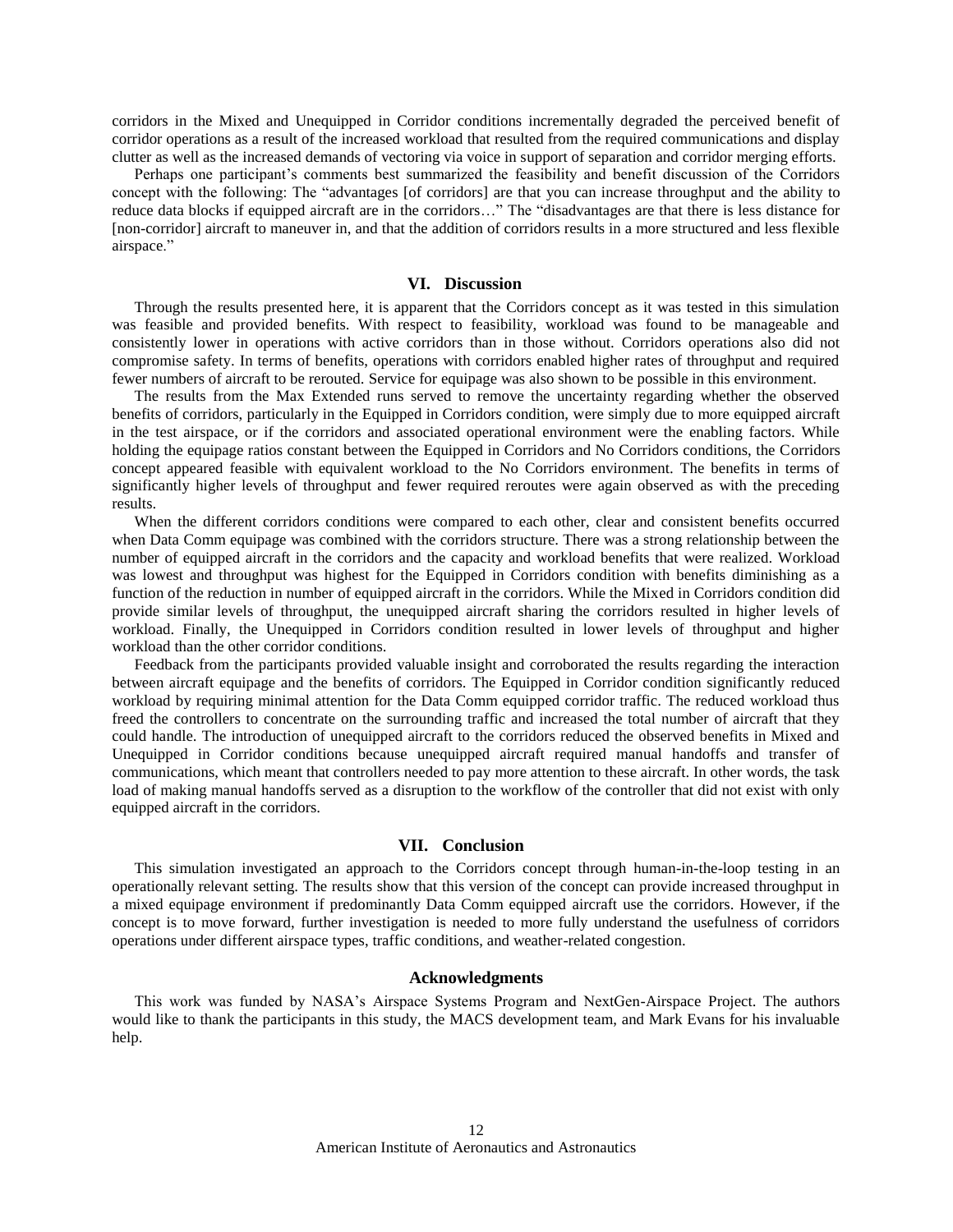corridors in the Mixed and Unequipped in Corridor conditions incrementally degraded the perceived benefit of corridor operations as a result of the increased workload that resulted from the required communications and display clutter as well as the increased demands of vectoring via voice in support of separation and corridor merging efforts.

Perhaps one participant's comments best summarized the feasibility and benefit discussion of the Corridors concept with the following: The "advantages [of corridors] are that you can increase throughput and the ability to reduce data blocks if equipped aircraft are in the corridors…" The "disadvantages are that there is less distance for [non-corridor] aircraft to maneuver in, and that the addition of corridors results in a more structured and less flexible airspace."

## VI. Discussion

Through the results presented here, it is apparent that the Corridors concept as it was tested in this simulation was feasible and provided benefits. With respect to feasibility, workload was found to be manageable and consistently lower in operations with active corridors than in those without. Corridors operations also did not compromise safety. In terms of benefits, operations with corridors enabled higher rates of throughput and required fewer numbers of aircraft to be rerouted. Service for equipage was also shown to be possible in this environment.

The results from the Max Extended runs served to remove the uncertainty regarding whether the observed benefits of corridors, particularly in the Equipped in Corridors condition, were simply due to more equipped aircraft in the test airspace, or if the corridors and associated operational environment were the enabling factors. While holding the equipage ratios constant between the Equipped in Corridors and No Corridors conditions, the Corridors concept appeared feasible with equivalent workload to the No Corridors environment. The benefits in terms of significantly higher levels of throughput and fewer required reroutes were again observed as with the preceding results.

When the different corridors conditions were compared to each other, clear and consistent benefits occurred when Data Comm equipage was combined with the corridors structure. There was a strong relationship between the number of equipped aircraft in the corridors and the capacity and workload benefits that were realized. Workload was lowest and throughput was highest for the Equipped in Corridors condition with benefits diminishing as a function of the reduction in number of equipped aircraft in the corridors. While the Mixed in Corridors condition did provide similar levels of throughput, the unequipped aircraft sharing the corridors resulted in higher levels of workload. Finally, the Unequipped in Corridors condition resulted in lower levels of throughput and higher workload than the other corridor conditions.

Feedback from the participants provided valuable insight and corroborated the results regarding the interaction between aircraft equipage and the benefits of corridors. The Equipped in Corridor condition significantly reduced workload by requiring minimal attention for the Data Comm equipped corridor traffic. The reduced workload thus freed the controllers to concentrate on the surrounding traffic and increased the total number of aircraft that they could handle. The introduction of unequipped aircraft to the corridors reduced the observed benefits in Mixed and Unequipped in Corridor conditions because unequipped aircraft required manual handoffs and transfer of communications, which meant that controllers needed to pay more attention to these aircraft. In other words, the task load of making manual handoffs served as a disruption to the workflow of the controller that did not exist with only equipped aircraft in the corridors.

## VII. Conclusion

This simulation investigated an approach to the Corridors concept through human-in-the-loop testing in an operationally relevant setting. The results show that this version of the concept can provide increased throughput in a mixed equipage environment if predominantly Data Comm equipped aircraft use the corridors. However, if the concept is to move forward, further investigation is needed to more fully understand the usefulness of corridors operations under different airspace types, traffic conditions, and weather-related congestion.

## Acknowledgments

This work was funded by NASA's Airspace Systems Program and NextGen-Airspace Project. The authors would like to thank the participants in this study, the MACS development team, and Mark Evans for his invaluable help.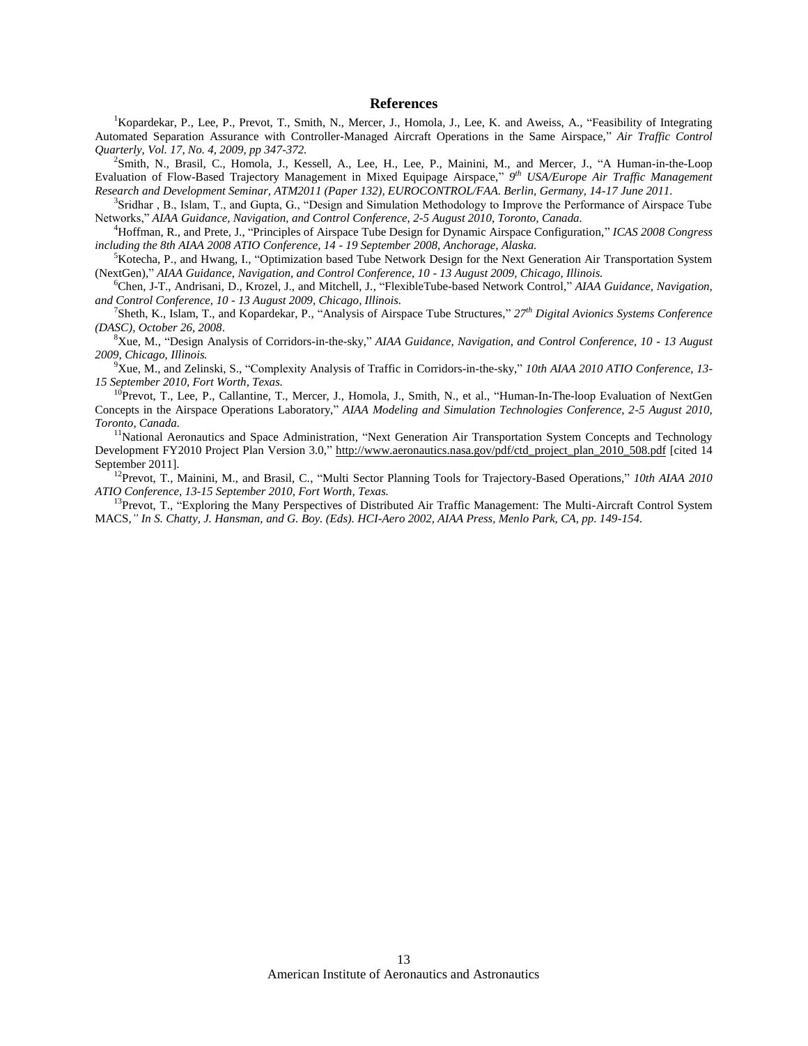## References

[1]Kopardekar, P., Lee, P., Prevot, T., Smith, N., Mercer, J., Homola, J., Lee, K. and Aweiss, A., "Feasibility of Integrating Automated Separation Assurance with Controller-Managed Aircraft Operations in the Same Airspace," *Air Traffic Control Quarterly, Vol. 17, No. 4, 2009, pp 347-372.*

[2]Smith, N., Brasil, C., Homola, J., Kessell, A., Lee, H., Lee, P., Mainini, M., and Mercer, J., "A Human-in-the-Loop Evaluation of Flow-Based Trajectory Management in Mixed Equipage Airspace," *9th USA/Europe Air Traffic Management Research and Development Seminar, ATM2011 (Paper 132), EUROCONTROL/FAA. Berlin, Germany, 14-17 June 2011.*

[3]Sridhar , B., Islam, T., and Gupta, G., "Design and Simulation Methodology to Improve the Performance of Airspace Tube Networks," *AIAA Guidance, Navigation, and Control Conference, 2-5 August 2010, Toronto, Canada.*

[4]Hoffman, R., and Prete, J., "Principles of Airspace Tube Design for Dynamic Airspace Configuration," *ICAS 2008 Congress including the 8th AIAA 2008 ATIO Conference, 14 - 19 September 2008, Anchorage, Alaska.*

[5]Kotecha, P., and Hwang, I., "Optimization based Tube Network Design for the Next Generation Air Transportation System (NextGen)," *AIAA Guidance, Navigation, and Control Conference, 10 - 13 August 2009, Chicago, Illinois.*

[6]Chen, J-T., Andrisani, D., Krozel, J., and Mitchell, J., "FlexibleTube-based Network Control," *AIAA Guidance, Navigation, and Control Conference, 10 - 13 August 2009, Chicago, Illinois.*

[7]Sheth, K., Islam, T., and Kopardekar, P., "Analysis of Airspace Tube Structures," *27th Digital Avionics Systems Conference (DASC), October 26, 2008*.

[8]Xue, M., "Design Analysis of Corridors-in-the-sky," *AIAA Guidance, Navigation, and Control Conference, 10 - 13 August 2009, Chicago, Illinois.*

[9]Xue, M., and Zelinski, S., "Complexity Analysis of Traffic in Corridors-in-the-sky," *10th AIAA 2010 ATIO Conference, 13-15 September 2010, Fort Worth, Texas.*

[10]Prevot, T., Lee, P., Callantine, T., Mercer, J., Homola, J., Smith, N., et al., "Human-In-The-loop Evaluation of NextGen Concepts in the Airspace Operations Laboratory," *AIAA Modeling and Simulation Technologies Conference, 2-5 August 2010, Toronto, Canada.*

[11]National Aeronautics and Space Administration, "Next Generation Air Transportation System Concepts and Technology Development FY2010 Project Plan Version 3.0," http://www.aeronautics.nasa.gov/pdf/ctd_project_plan_2010_508.pdf [cited 14 September 2011].

[12]Prevot, T., Mainini, M., and Brasil, C., "Multi Sector Planning Tools for Trajectory-Based Operations," *10th AIAA 2010 ATIO Conference, 13-15 September 2010, Fort Worth, Texas.*

[13]Prevot, T., "Exploring the Many Perspectives of Distributed Air Traffic Management: The Multi-Aircraft Control System MACS," *In S. Chatty, J. Hansman, and G. Boy. (Eds). HCI-Aero 2002, AIAA Press, Menlo Park, CA, pp. 149-154.*